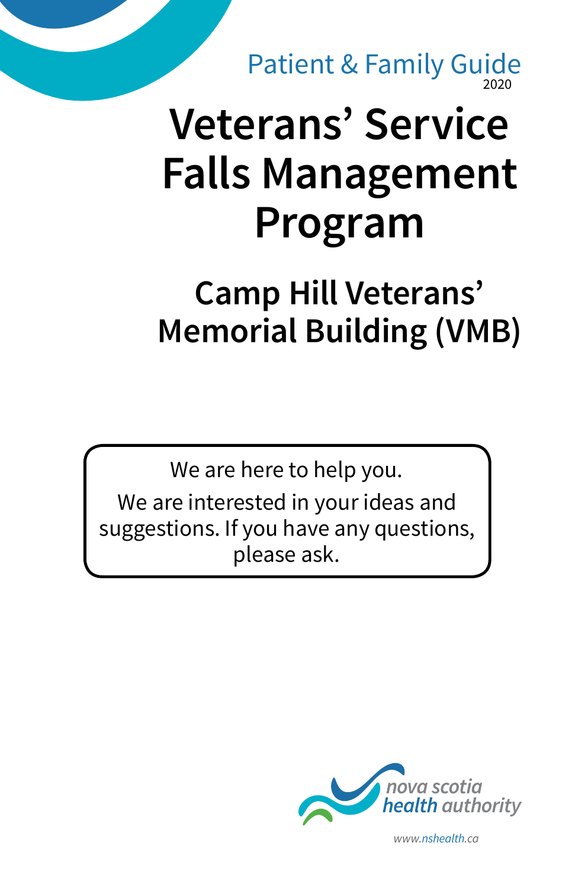Patient & Family Guide
2020

# Veterans' Service Falls Management Program

## Camp Hill Veterans' Memorial Building (VMB)

We are here to help you.

We are interested in your ideas and suggestions. If you have any questions, please ask.

nova scotia health authority

www.nshealth.ca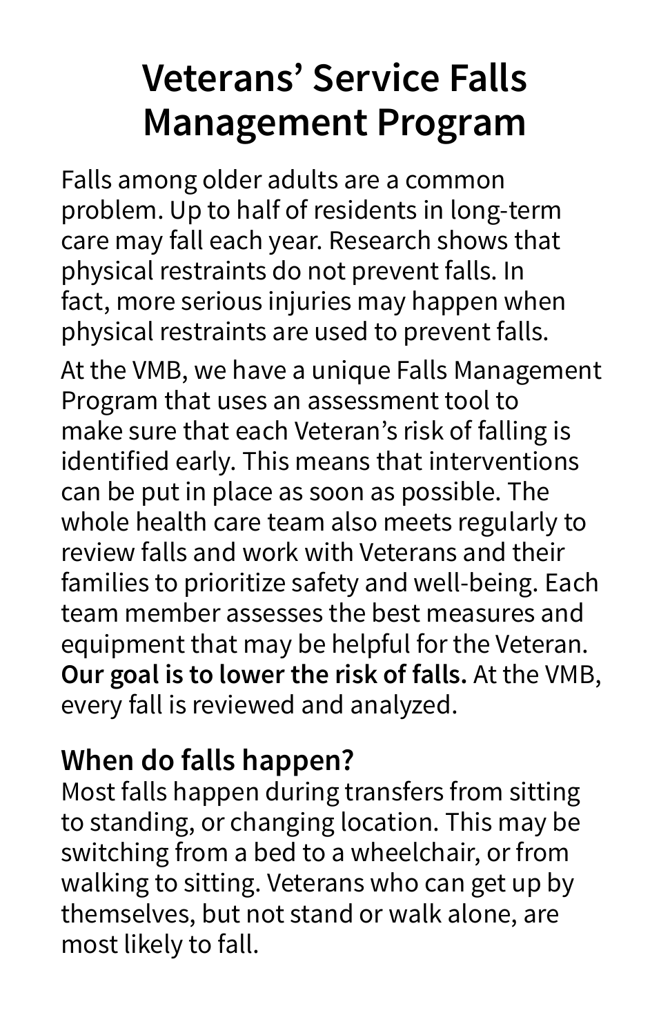# Veterans' Service Falls Management Program

Falls among older adults are a common problem. Up to half of residents in long-term care may fall each year. Research shows that physical restraints do not prevent falls. In fact, more serious injuries may happen when physical restraints are used to prevent falls.

At the VMB, we have a unique Falls Management Program that uses an assessment tool to make sure that each Veteran's risk of falling is identified early. This means that interventions can be put in place as soon as possible. The whole health care team also meets regularly to review falls and work with Veterans and their families to prioritize safety and well-being. Each team member assesses the best measures and equipment that may be helpful for the Veteran. **Our goal is to lower the risk of falls.** At the VMB, every fall is reviewed and analyzed.

## When do falls happen?

Most falls happen during transfers from sitting to standing, or changing location. This may be switching from a bed to a wheelchair, or from walking to sitting. Veterans who can get up by themselves, but not stand or walk alone, are most likely to fall.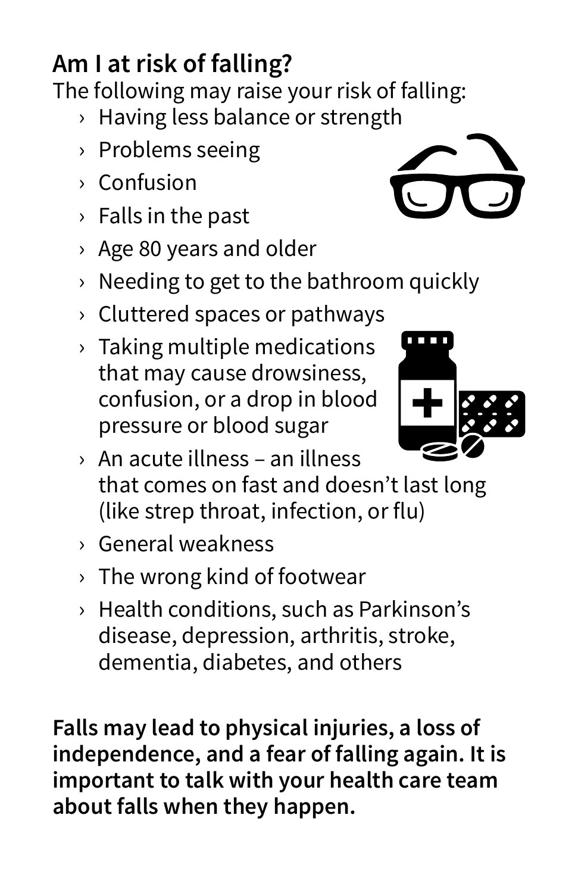## Am I at risk of falling?

The following may raise your risk of falling:

- Having less balance or strength
- Problems seeing
- Confusion
- Falls in the past
- Age 80 years and older
- Needing to get to the bathroom quickly
- Cluttered spaces or pathways
- Taking multiple medications that may cause drowsiness, confusion, or a drop in blood pressure or blood sugar
- An acute illness – an illness that comes on fast and doesn't last long (like strep throat, infection, or flu)
- General weakness
- The wrong kind of footwear
- Health conditions, such as Parkinson's disease, depression, arthritis, stroke, dementia, diabetes, and others

**Falls may lead to physical injuries, a loss of independence, and a fear of falling again. It is important to talk with your health care team about falls when they happen.**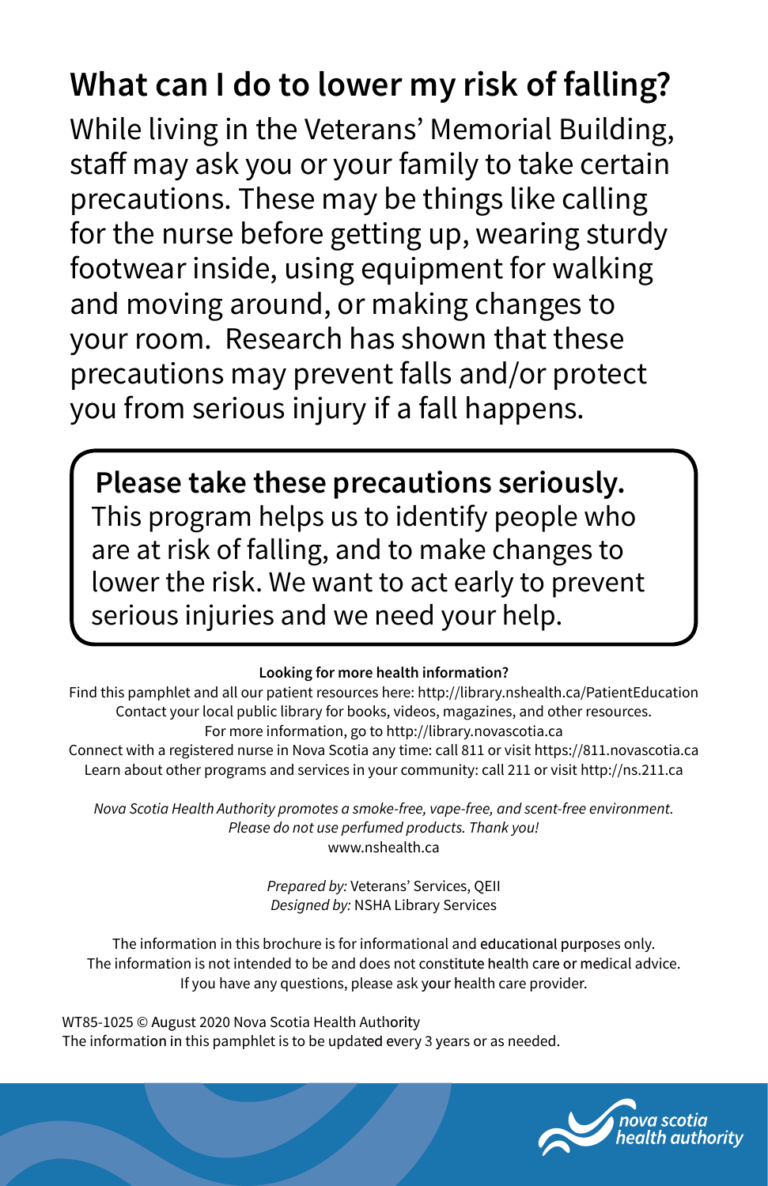# What can I do to lower my risk of falling?

While living in the Veterans' Memorial Building, staff may ask you or your family to take certain precautions. These may be things like calling for the nurse before getting up, wearing sturdy footwear inside, using equipment for walking and moving around, or making changes to your room. Research has shown that these precautions may prevent falls and/or protect you from serious injury if a fall happens.

**Please take these precautions seriously.** This program helps us to identify people who are at risk of falling, and to make changes to lower the risk. We want to act early to prevent serious injuries and we need your help.

**Looking for more health information?**

Find this pamphlet and all our patient resources here: http://library.nshealth.ca/PatientEducation
Contact your local public library for books, videos, magazines, and other resources.
For more information, go to http://library.novascotia.ca
Connect with a registered nurse in Nova Scotia any time: call 811 or visit https://811.novascotia.ca
Learn about other programs and services in your community: call 211 or visit http://ns.211.ca

*Nova Scotia Health Authority promotes a smoke-free, vape-free, and scent-free environment. Please do not use perfumed products. Thank you!*
www.nshealth.ca

*Prepared by:* Veterans' Services, QEII
*Designed by:* NSHA Library Services

The information in this brochure is for informational and educational purposes only.
The information is not intended to be and does not constitute health care or medical advice.
If you have any questions, please ask your health care provider.

WT85-1025 © August 2020 Nova Scotia Health Authority
The information in this pamphlet is to be updated every 3 years or as needed.

nova scotia health authority